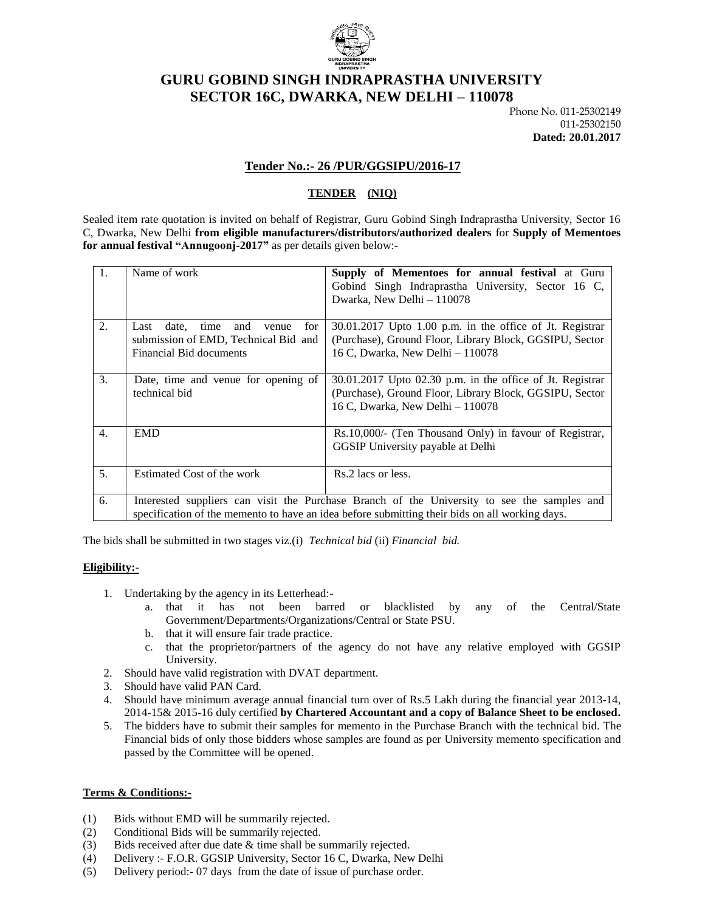# GURU GOBIND SINGH INDRAPRASTHA UNIVERSITY
# SECTOR 16C, DWARKA, NEW DELHI – 110078

Phone No. 011-25302149
011-25302150
**Dated: 20.01.2017**

## Tender No.:- 26 /PUR/GGSIPU/2016-17

### TENDER (NIQ)

Sealed item rate quotation is invited on behalf of Registrar, Guru Gobind Singh Indraprastha University, Sector 16 C, Dwarka, New Delhi **from eligible manufacturers/distributors/authorized dealers** for **Supply of Mementoes for annual festival "Annugoonj-2017"** as per details given below:-

| | | |
|---|---|---|
| 1. | Name of work | **Supply of Mementoes for annual festival** at Guru Gobind Singh Indraprastha University, Sector 16 C, Dwarka, New Delhi – 110078 |
| 2. | Last date, time and venue for submission of EMD, Technical Bid and Financial Bid documents | 30.01.2017 Upto 1.00 p.m. in the office of Jt. Registrar (Purchase), Ground Floor, Library Block, GGSIPU, Sector 16 C, Dwarka, New Delhi – 110078 |
| 3. | Date, time and venue for opening of technical bid | 30.01.2017 Upto 02.30 p.m. in the office of Jt. Registrar (Purchase), Ground Floor, Library Block, GGSIPU, Sector 16 C, Dwarka, New Delhi – 110078 |
| 4. | EMD | Rs.10,000/- (Ten Thousand Only) in favour of Registrar, GGSIP University payable at Delhi |
| 5. | Estimated Cost of the work | Rs.2 lacs or less. |
| 6. | Interested suppliers can visit the Purchase Branch of the University to see the samples and specification of the memento to have an idea before submitting their bids on all working days. | |

The bids shall be submitted in two stages viz.(i) *Technical bid* (ii) *Financial bid.*

**Eligibility:-**

1. Undertaking by the agency in its Letterhead:-
   a. that it has not been barred or blacklisted by any of the Central/State Government/Departments/Organizations/Central or State PSU.
   b. that it will ensure fair trade practice.
   c. that the proprietor/partners of the agency do not have any relative employed with GGSIP University.
2. Should have valid registration with DVAT department.
3. Should have valid PAN Card.
4. Should have minimum average annual financial turn over of Rs.5 Lakh during the financial year 2013-14, 2014-15& 2015-16 duly certified **by Chartered Accountant and a copy of Balance Sheet to be enclosed.**
5. The bidders have to submit their samples for memento in the Purchase Branch with the technical bid. The Financial bids of only those bidders whose samples are found as per University memento specification and passed by the Committee will be opened.

**Terms & Conditions:-**

(1) Bids without EMD will be summarily rejected.
(2) Conditional Bids will be summarily rejected.
(3) Bids received after due date & time shall be summarily rejected.
(4) Delivery :- F.O.R. GGSIP University, Sector 16 C, Dwarka, New Delhi
(5) Delivery period:- 07 days from the date of issue of purchase order.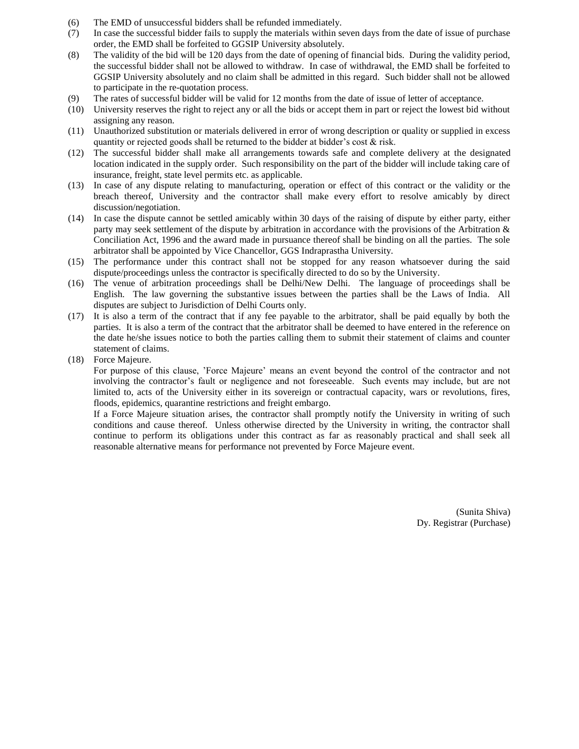(6) The EMD of unsuccessful bidders shall be refunded immediately.

(7) In case the successful bidder fails to supply the materials within seven days from the date of issue of purchase order, the EMD shall be forfeited to GGSIP University absolutely.

(8) The validity of the bid will be 120 days from the date of opening of financial bids. During the validity period, the successful bidder shall not be allowed to withdraw. In case of withdrawal, the EMD shall be forfeited to GGSIP University absolutely and no claim shall be admitted in this regard. Such bidder shall not be allowed to participate in the re-quotation process.

(9) The rates of successful bidder will be valid for 12 months from the date of issue of letter of acceptance.

(10) University reserves the right to reject any or all the bids or accept them in part or reject the lowest bid without assigning any reason.

(11) Unauthorized substitution or materials delivered in error of wrong description or quality or supplied in excess quantity or rejected goods shall be returned to the bidder at bidder's cost & risk.

(12) The successful bidder shall make all arrangements towards safe and complete delivery at the designated location indicated in the supply order. Such responsibility on the part of the bidder will include taking care of insurance, freight, state level permits etc. as applicable.

(13) In case of any dispute relating to manufacturing, operation or effect of this contract or the validity or the breach thereof, University and the contractor shall make every effort to resolve amicably by direct discussion/negotiation.

(14) In case the dispute cannot be settled amicably within 30 days of the raising of dispute by either party, either party may seek settlement of the dispute by arbitration in accordance with the provisions of the Arbitration & Conciliation Act, 1996 and the award made in pursuance thereof shall be binding on all the parties. The sole arbitrator shall be appointed by Vice Chancellor, GGS Indraprastha University.

(15) The performance under this contract shall not be stopped for any reason whatsoever during the said dispute/proceedings unless the contractor is specifically directed to do so by the University.

(16) The venue of arbitration proceedings shall be Delhi/New Delhi. The language of proceedings shall be English. The law governing the substantive issues between the parties shall be the Laws of India. All disputes are subject to Jurisdiction of Delhi Courts only.

(17) It is also a term of the contract that if any fee payable to the arbitrator, shall be paid equally by both the parties. It is also a term of the contract that the arbitrator shall be deemed to have entered in the reference on the date he/she issues notice to both the parties calling them to submit their statement of claims and counter statement of claims.

(18) Force Majeure.

For purpose of this clause, 'Force Majeure' means an event beyond the control of the contractor and not involving the contractor's fault or negligence and not foreseeable. Such events may include, but are not limited to, acts of the University either in its sovereign or contractual capacity, wars or revolutions, fires, floods, epidemics, quarantine restrictions and freight embargo.

If a Force Majeure situation arises, the contractor shall promptly notify the University in writing of such conditions and cause thereof. Unless otherwise directed by the University in writing, the contractor shall continue to perform its obligations under this contract as far as reasonably practical and shall seek all reasonable alternative means for performance not prevented by Force Majeure event.

(Sunita Shiva)
Dy. Registrar (Purchase)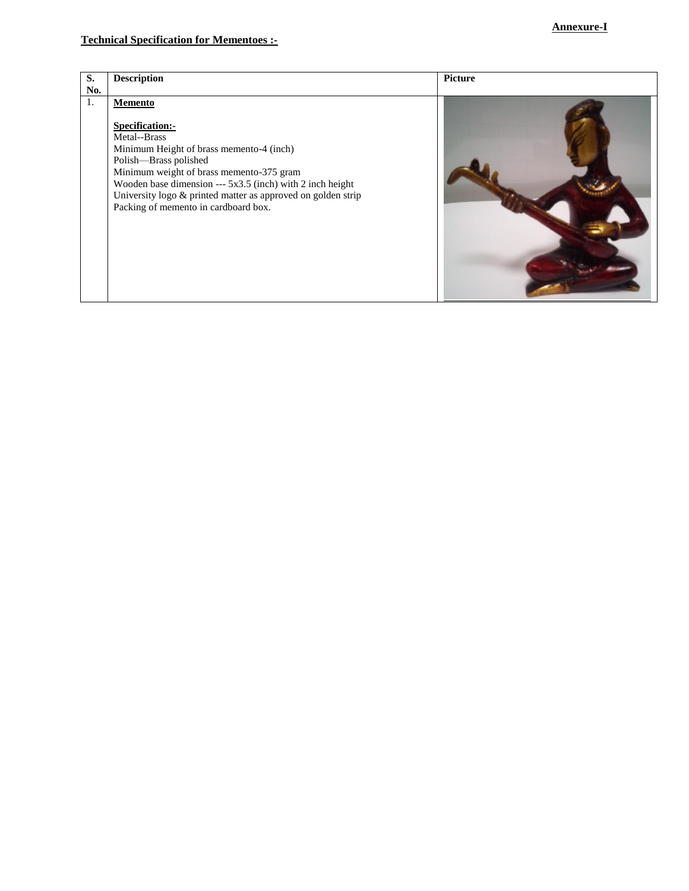**Annexure-I**

**Technical Specification for Mementoes :-**

| S. No. | Description | Picture |
|---|---|---|
| 1. | **Memento**<br><br>**Specification:-**<br>Metal--Brass<br>Minimum Height of brass memento-4 (inch)<br>Polish—Brass polished<br>Minimum weight of brass memento-375 gram<br>Wooden base dimension --- 5x3.5 (inch) with 2 inch height<br>University logo & printed matter as approved on golden strip<br>Packing of memento in cardboard box. | |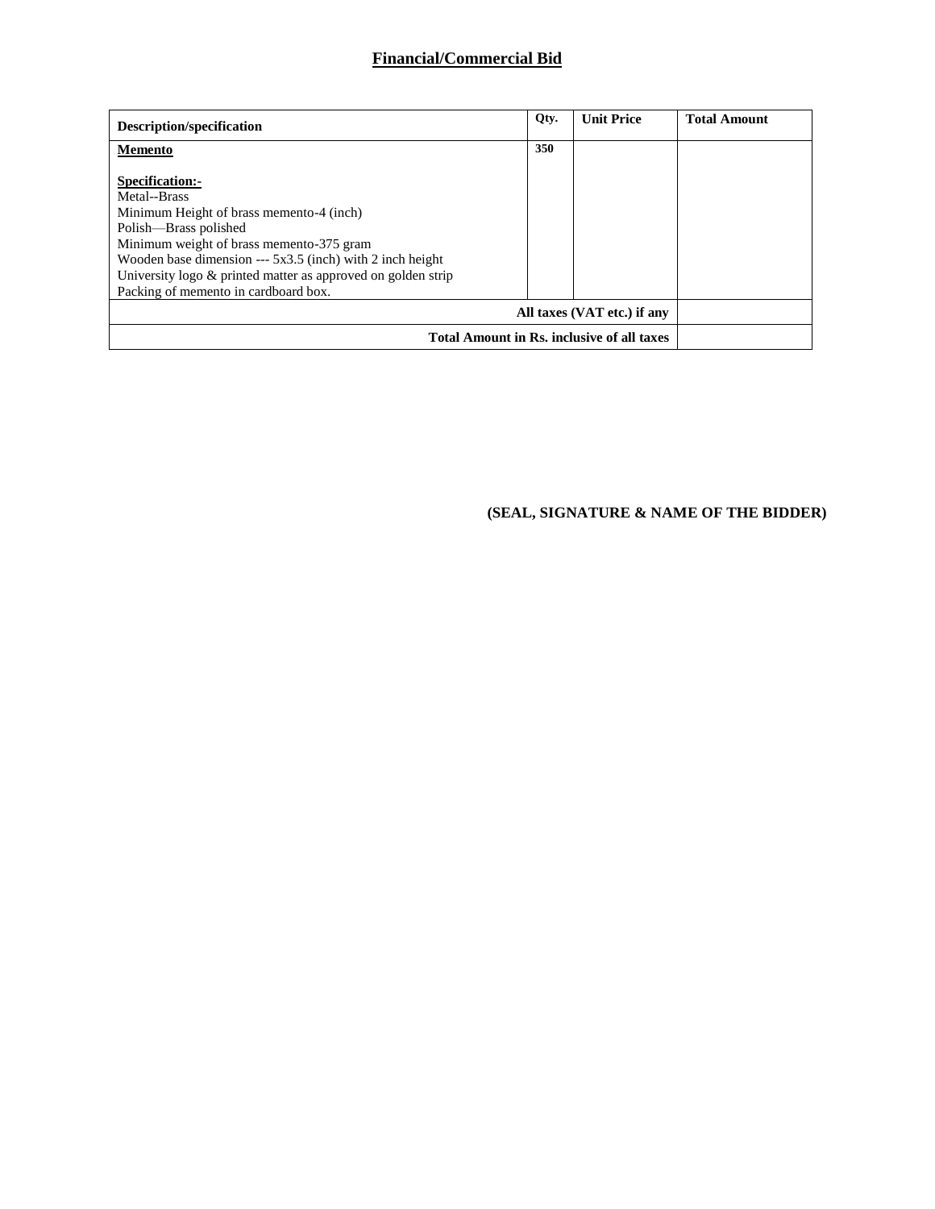## Financial/Commercial Bid

| Description/specification | Qty. | Unit Price | Total Amount |
|---|---|---|---|
| **Memento**<br><br>**Specification:-**<br>Metal--Brass<br>Minimum Height of brass memento-4 (inch)<br>Polish—Brass polished<br>Minimum weight of brass memento-375 gram<br>Wooden base dimension --- 5x3.5 (inch) with 2 inch height<br>University logo & printed matter as approved on golden strip<br>Packing of memento in cardboard box. | 350 | | |
| **All taxes (VAT etc.) if any** | | | |
| **Total Amount in Rs. inclusive of all taxes** | | | |

**(SEAL, SIGNATURE & NAME OF THE BIDDER)**